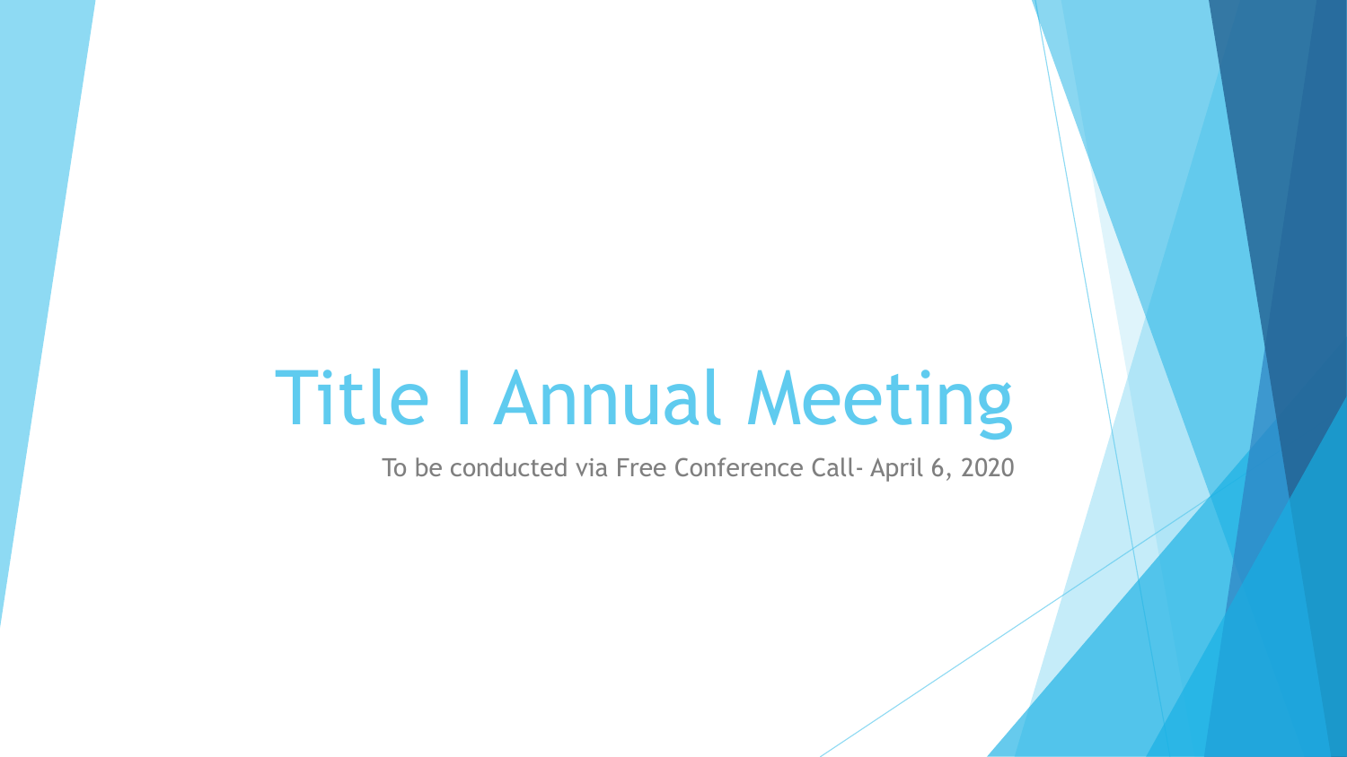# Title I Annual Meeting

To be conducted via Free Conference Call- April 6, 2020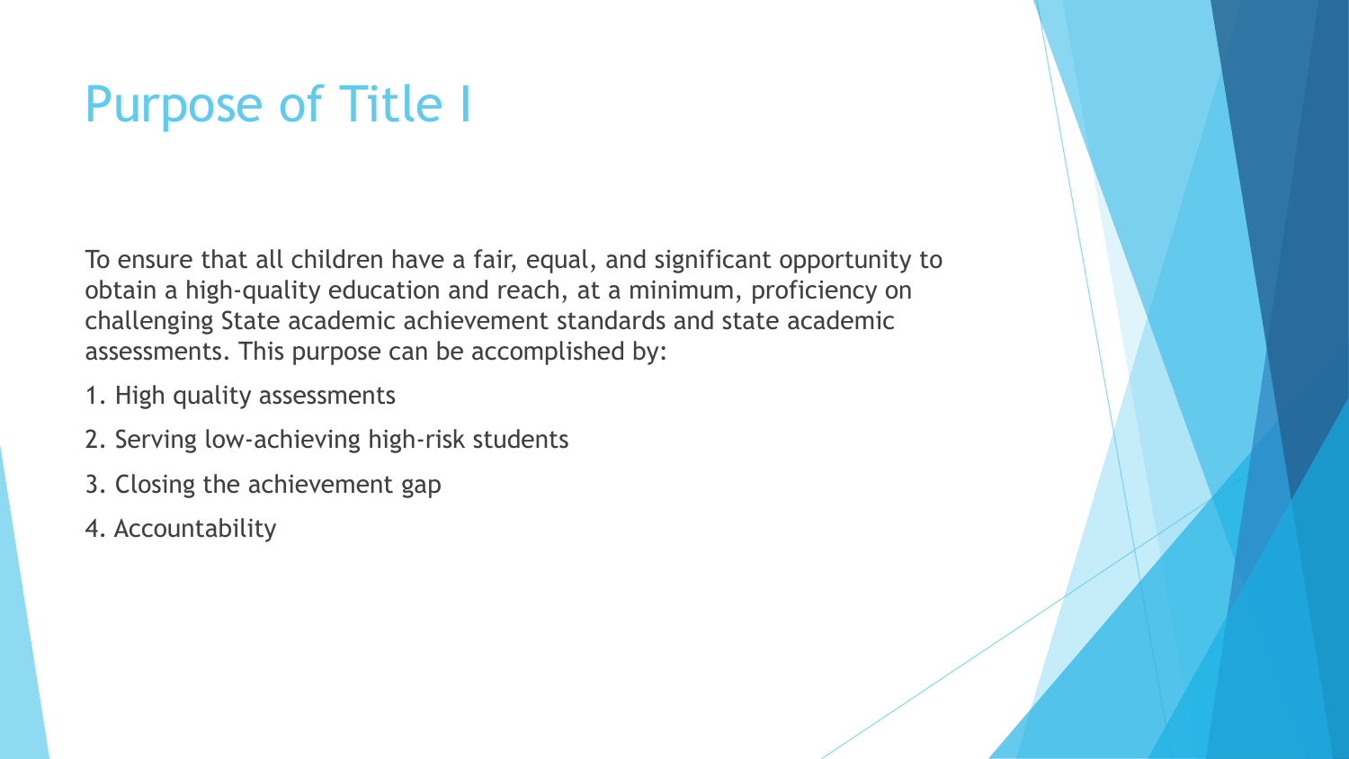# Purpose of Title I

To ensure that all children have a fair, equal, and significant opportunity to obtain a high-quality education and reach, at a minimum, proficiency on challenging State academic achievement standards and state academic assessments. This purpose can be accomplished by:

1. High quality assessments
2. Serving low-achieving high-risk students
3. Closing the achievement gap
4. Accountability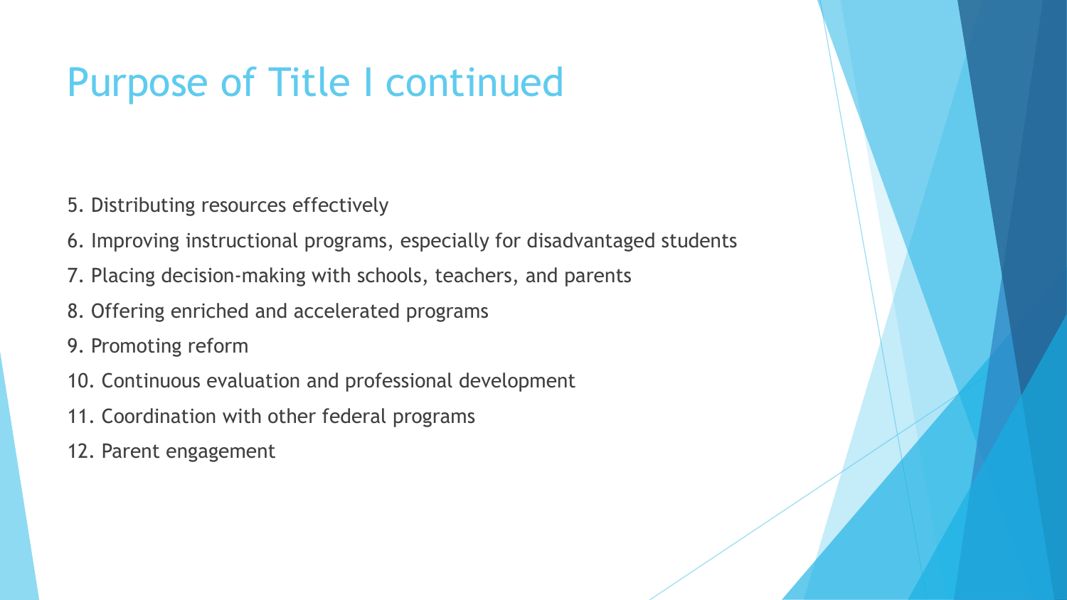# Purpose of Title I continued

5. Distributing resources effectively
6. Improving instructional programs, especially for disadvantaged students
7. Placing decision-making with schools, teachers, and parents
8. Offering enriched and accelerated programs
9. Promoting reform
10. Continuous evaluation and professional development
11. Coordination with other federal programs
12. Parent engagement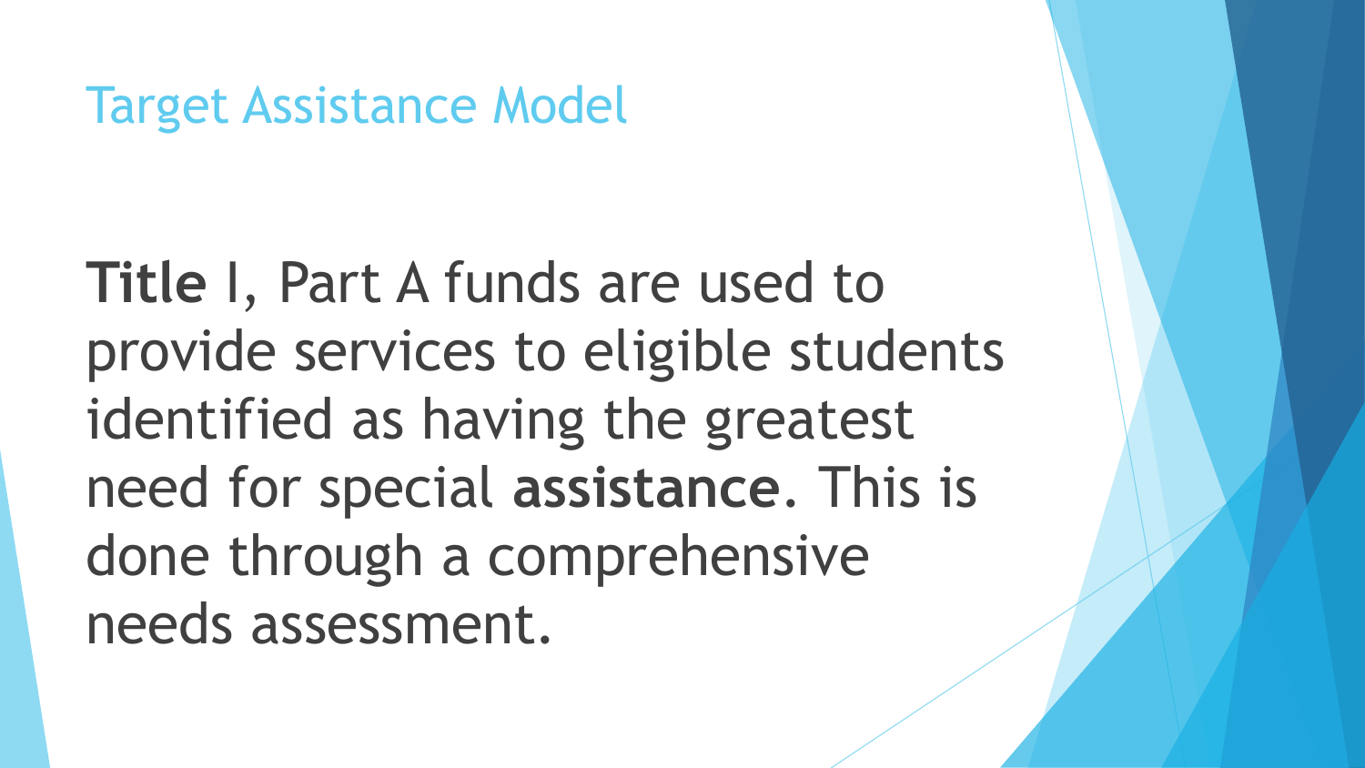# Target Assistance Model

**Title** I, Part A funds are used to provide services to eligible students identified as having the greatest need for special **assistance**. This is done through a comprehensive needs assessment.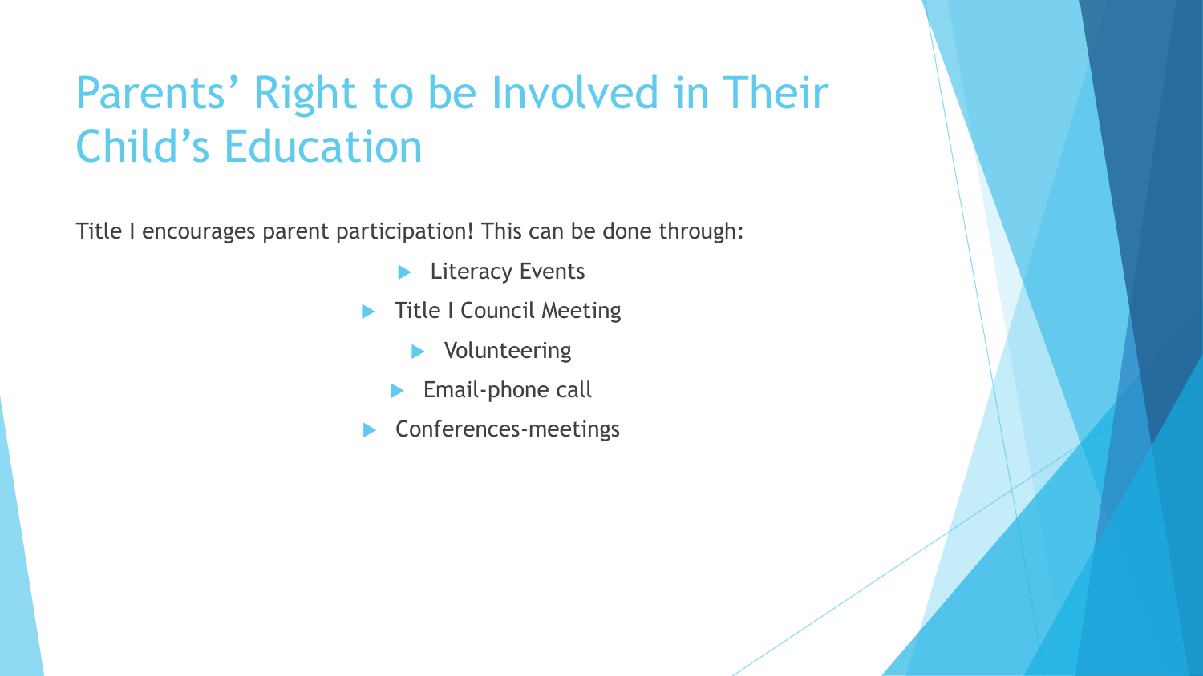# Parents' Right to be Involved in Their Child's Education

Title I encourages parent participation! This can be done through:

- Literacy Events
- Title I Council Meeting
- Volunteering
- Email-phone call
- Conferences-meetings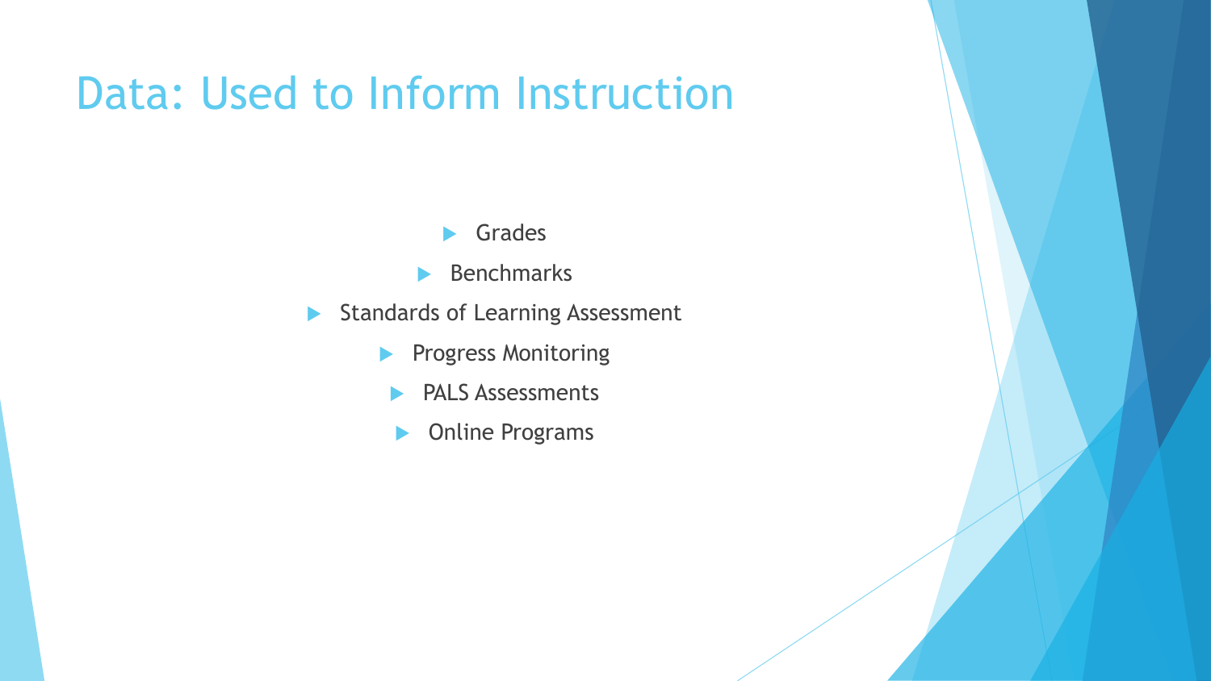# Data: Used to Inform Instruction

- Grades
- Benchmarks
- Standards of Learning Assessment
- Progress Monitoring
- PALS Assessments
- Online Programs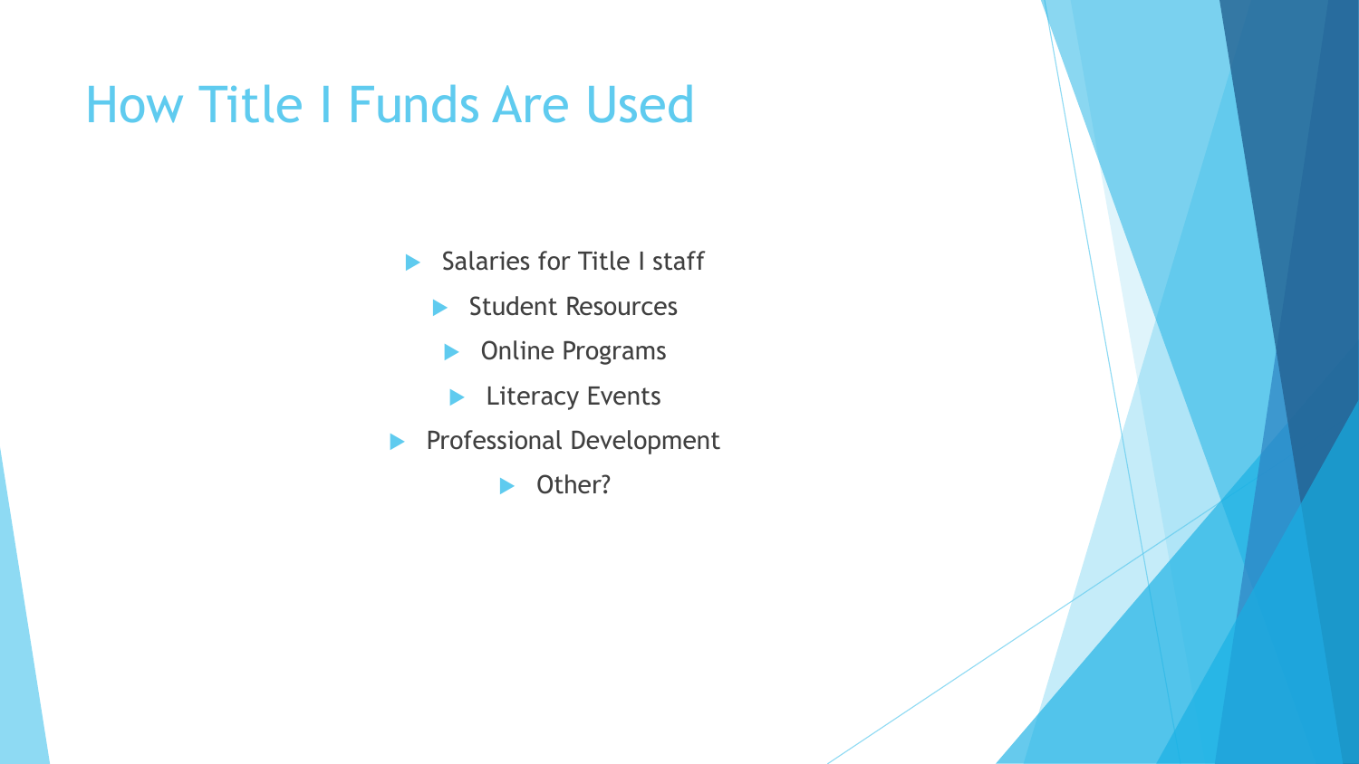# How Title I Funds Are Used

- Salaries for Title I staff
- Student Resources
- Online Programs
- Literacy Events
- Professional Development
- Other?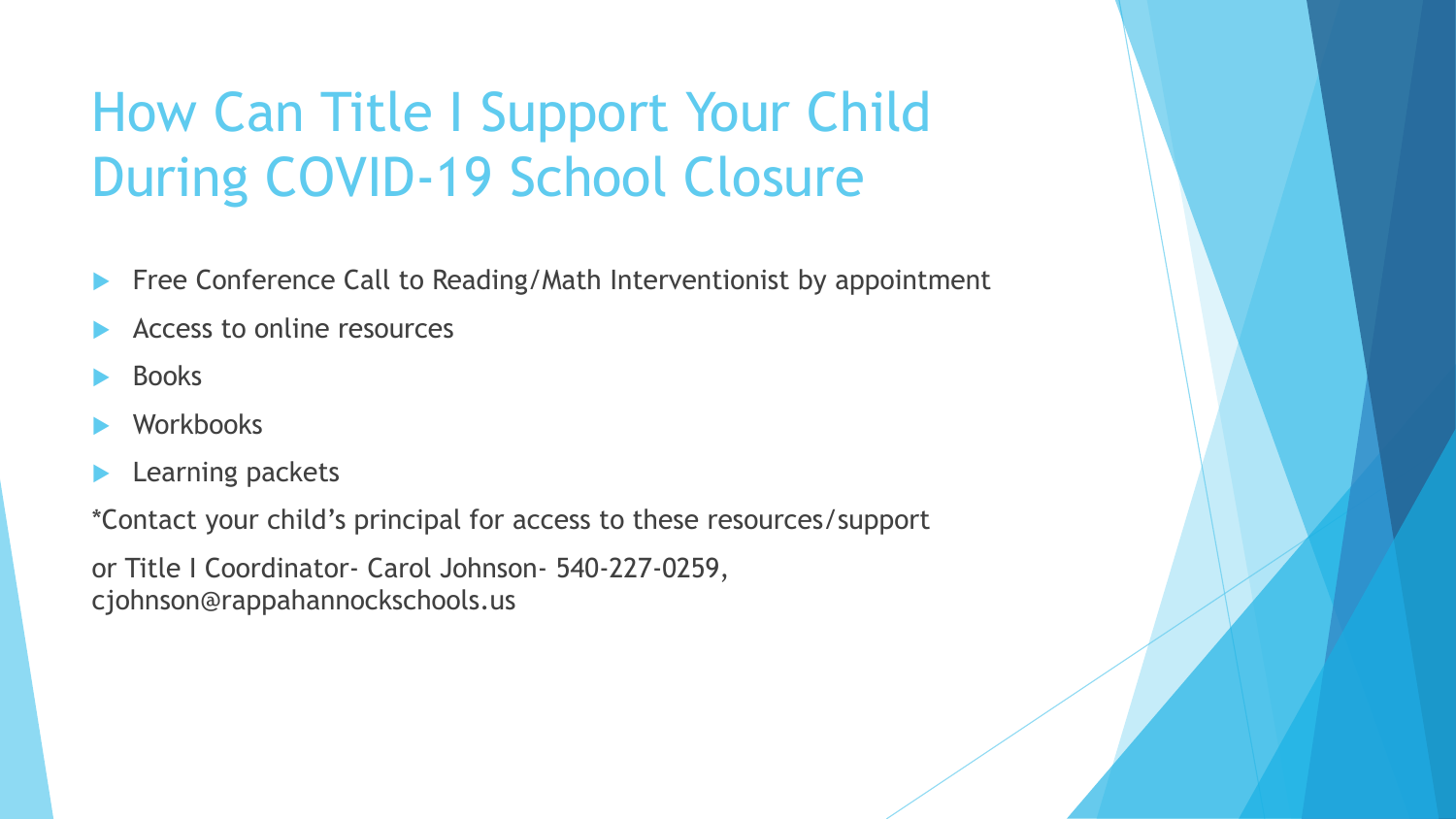# How Can Title I Support Your Child During COVID-19 School Closure

- Free Conference Call to Reading/Math Interventionist by appointment
- Access to online resources
- Books
- Workbooks
- Learning packets

*Contact your child's principal for access to these resources/support

or Title I Coordinator- Carol Johnson- 540-227-0259, cjohnson@rappahannockschools.us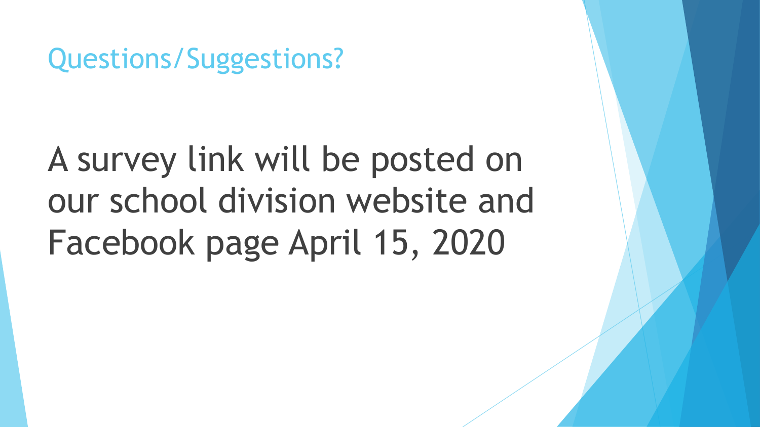# Questions/Suggestions?

A survey link will be posted on our school division website and Facebook page April 15, 2020